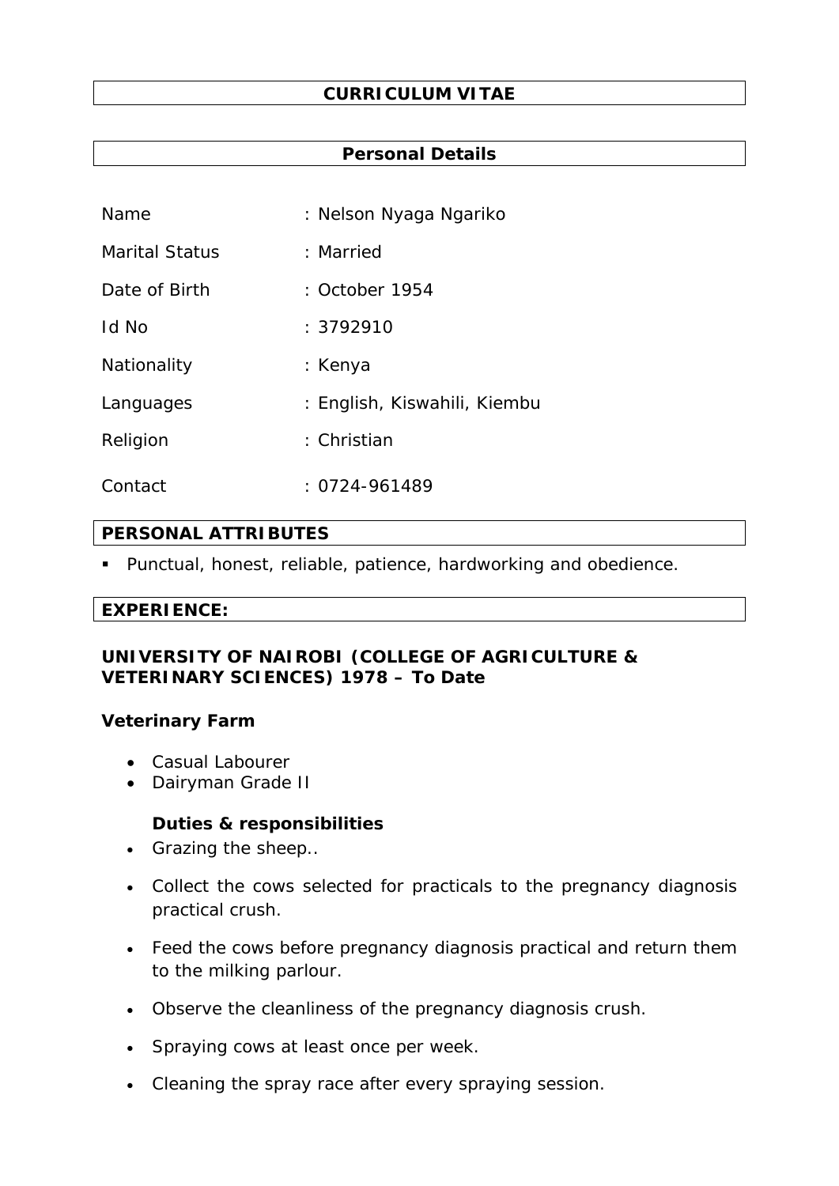# CURRICULUM VITAE

## Personal Details

| | |
|---|---|
| Name | : Nelson Nyaga Ngariko |
| Marital Status | : Married |
| Date of Birth | : October 1954 |
| Id No | : 3792910 |
| Nationality | : Kenya |
| Languages | : English, Kiswahili, Kiembu |
| Religion | : Christian |
| Contact | : 0724-961489 |

## PERSONAL ATTRIBUTES

- Punctual, honest, reliable, patience, hardworking and obedience.

## EXPERIENCE:

### UNIVERSITY OF NAIROBI (COLLEGE OF AGRICULTURE & VETERINARY SCIENCES) 1978 – To Date

**Veterinary Farm**

- Casual Labourer
- Dairyman Grade II

**Duties & responsibilities**

- Grazing the sheep..
- Collect the cows selected for practicals to the pregnancy diagnosis practical crush.
- Feed the cows before pregnancy diagnosis practical and return them to the milking parlour.
- Observe the cleanliness of the pregnancy diagnosis crush.
- Spraying cows at least once per week.
- Cleaning the spray race after every spraying session.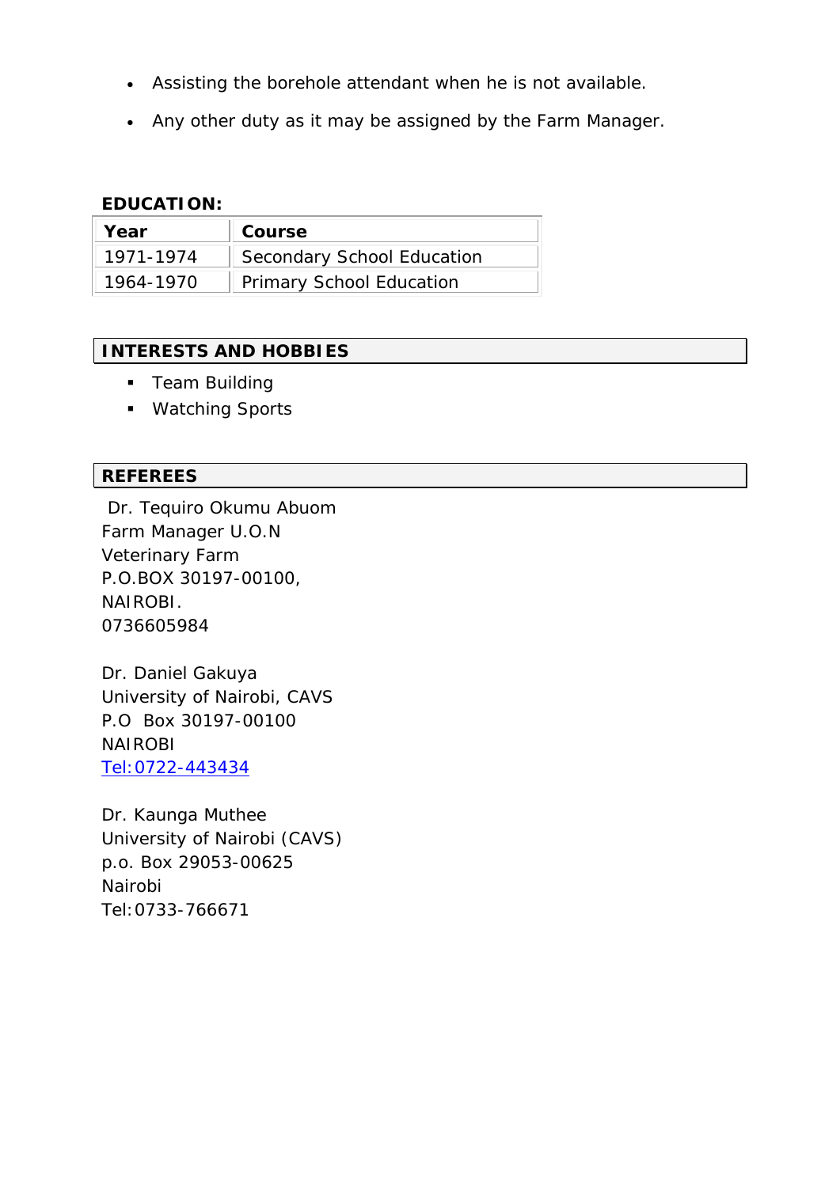- Assisting the borehole attendant when he is not available.
- Any other duty as it may be assigned by the Farm Manager.

**EDUCATION:**

| Year | Course |
|---|---|
| 1971-1974 | Secondary School Education |
| 1964-1970 | Primary School Education |

## INTERESTS AND HOBBIES

- Team Building
- Watching Sports

## REFEREES

Dr. Tequiro Okumu Abuom
Farm Manager U.O.N
Veterinary Farm
P.O.BOX 30197-00100,
NAIROBI.
0736605984

Dr. Daniel Gakuya
University of Nairobi, CAVS
P.O Box 30197-00100
NAIROBI
Tel:0722-443434

Dr. Kaunga Muthee
University of Nairobi (CAVS)
p.o. Box 29053-00625
Nairobi
Tel:0733-766671